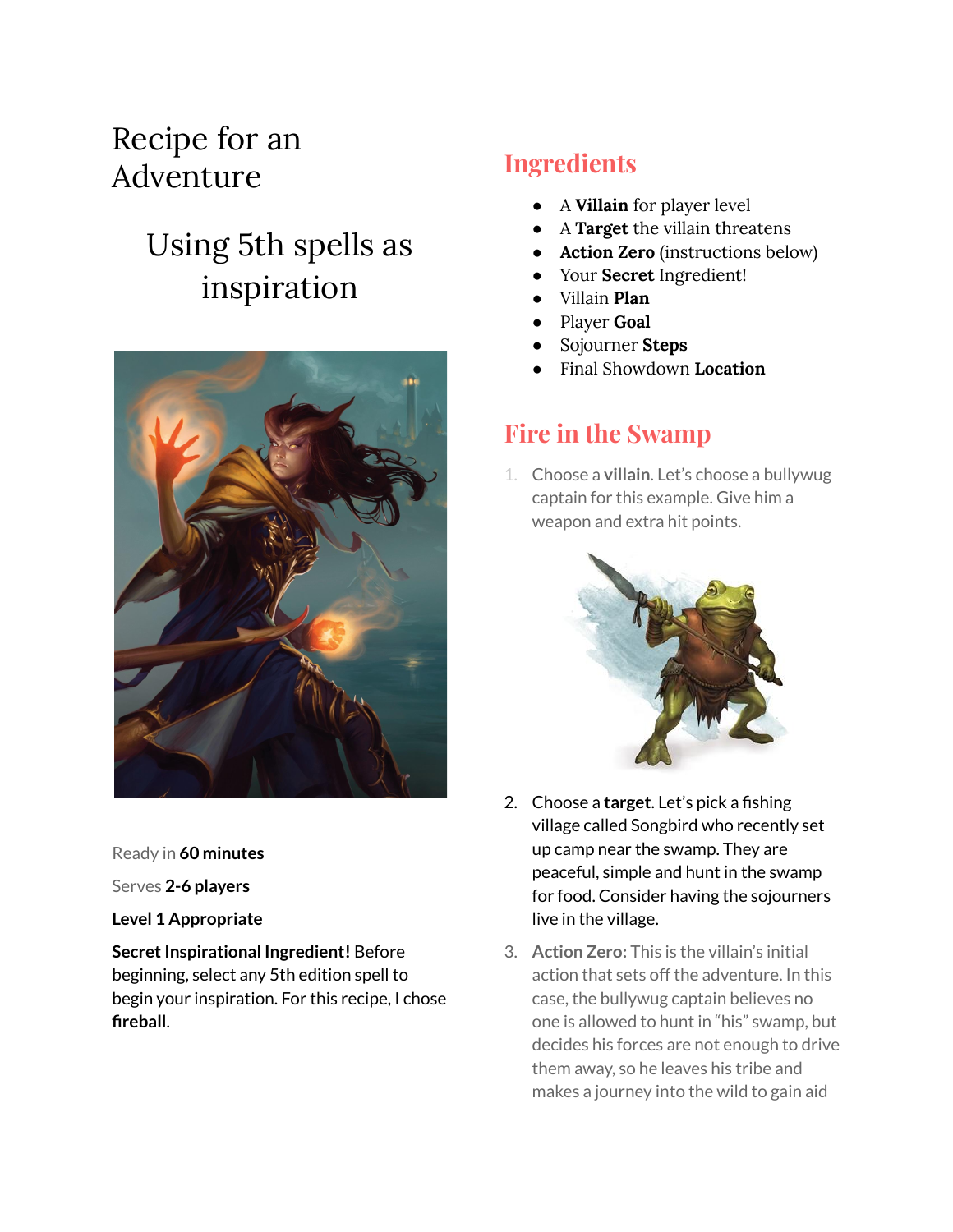# Recipe for an Adventure

## Using 5th spells as inspiration

Ready in **60 minutes**

Serves **2-6 players**

**Level 1 Appropriate**

**Secret Inspirational Ingredient!** Before beginning, select any 5th edition spell to begin your inspiration. For this recipe, I chose **fireball**.

## Ingredients

- A **Villain** for player level
- A **Target** the villain threatens
- **Action Zero** (instructions below)
- Your **Secret** Ingredient!
- Villain **Plan**
- Player **Goal**
- Sojourner **Steps**
- Final Showdown **Location**

## Fire in the Swamp

1. Choose a **villain**. Let's choose a bullywug captain for this example. Give him a weapon and extra hit points.

2. Choose a **target**. Let's pick a fishing village called Songbird who recently set up camp near the swamp. They are peaceful, simple and hunt in the swamp for food. Consider having the sojourners live in the village.

3. **Action Zero:** This is the villain's initial action that sets off the adventure. In this case, the bullywug captain believes no one is allowed to hunt in "his" swamp, but decides his forces are not enough to drive them away, so he leaves his tribe and makes a journey into the wild to gain aid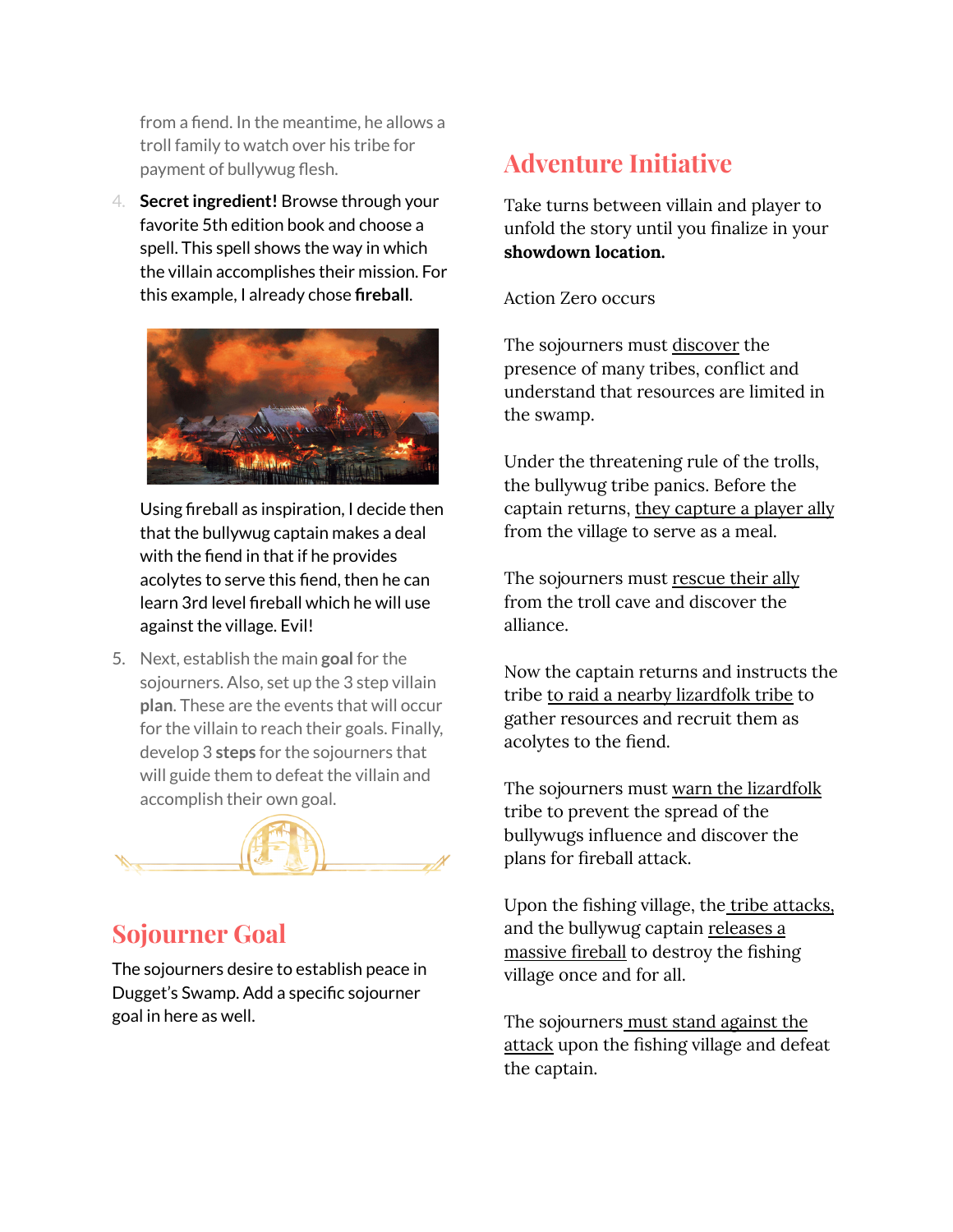from a fiend. In the meantime, he allows a troll family to watch over his tribe for payment of bullywug flesh.

4. **Secret ingredient!** Browse through your favorite 5th edition book and choose a spell. This spell shows the way in which the villain accomplishes their mission. For this example, I already chose **fireball**.

   Using fireball as inspiration, I decide then that the bullywug captain makes a deal with the fiend in that if he provides acolytes to serve this fiend, then he can learn 3rd level fireball which he will use against the village. Evil!

5. Next, establish the main **goal** for the sojourners. Also, set up the 3 step villain **plan**. These are the events that will occur for the villain to reach their goals. Finally, develop 3 **steps** for the sojourners that will guide them to defeat the villain and accomplish their own goal.

## Sojourner Goal

The sojourners desire to establish peace in Dugget's Swamp. Add a specific sojourner goal in here as well.

## Adventure Initiative

Take turns between villain and player to unfold the story until you finalize in your **showdown location.**

Action Zero occurs

The sojourners must discover the presence of many tribes, conflict and understand that resources are limited in the swamp.

Under the threatening rule of the trolls, the bullywug tribe panics. Before the captain returns, they capture a player ally from the village to serve as a meal.

The sojourners must rescue their ally from the troll cave and discover the alliance.

Now the captain returns and instructs the tribe to raid a nearby lizardfolk tribe to gather resources and recruit them as acolytes to the fiend.

The sojourners must warn the lizardfolk tribe to prevent the spread of the bullywugs influence and discover the plans for fireball attack.

Upon the fishing village, the tribe attacks, and the bullywug captain releases a massive fireball to destroy the fishing village once and for all.

The sojourners must stand against the attack upon the fishing village and defeat the captain.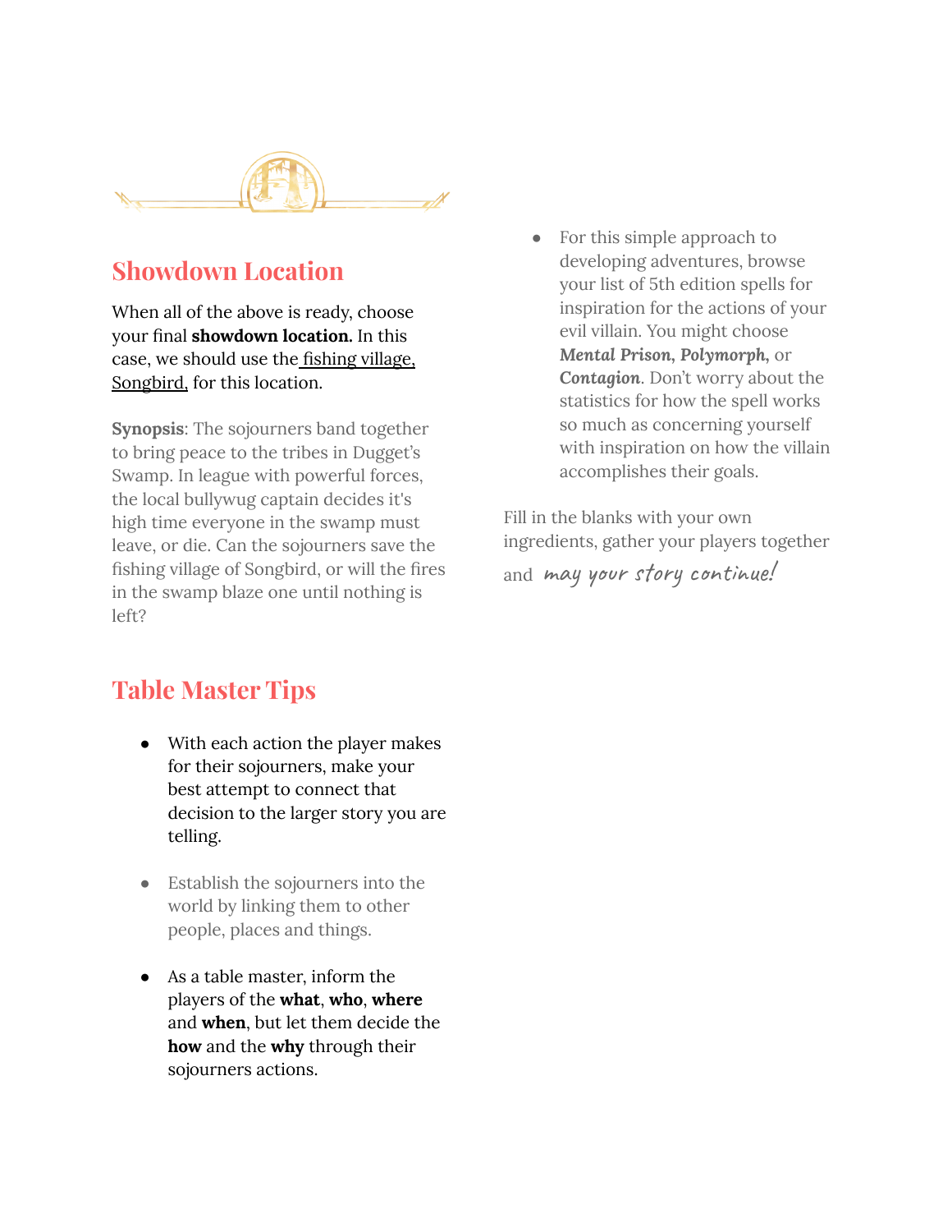## Showdown Location

When all of the above is ready, choose your final **showdown location.** In this case, we should use the fishing village, Songbird, for this location.

**Synopsis**: The sojourners band together to bring peace to the tribes in Dugget's Swamp. In league with powerful forces, the local bullywug captain decides it's high time everyone in the swamp must leave, or die. Can the sojourners save the fishing village of Songbird, or will the fires in the swamp blaze one until nothing is left?

## Table Master Tips

- With each action the player makes for their sojourners, make your best attempt to connect that decision to the larger story you are telling.
- Establish the sojourners into the world by linking them to other people, places and things.
- As a table master, inform the players of the **what**, **who**, **where** and **when**, but let them decide the **how** and the **why** through their sojourners actions.
- For this simple approach to developing adventures, browse your list of 5th edition spells for inspiration for the actions of your evil villain. You might choose ***Mental Prison***, ***Polymorph***, or ***Contagion***. Don't worry about the statistics for how the spell works so much as concerning yourself with inspiration on how the villain accomplishes their goals.

Fill in the blanks with your own ingredients, gather your players together and *may your story continue!*